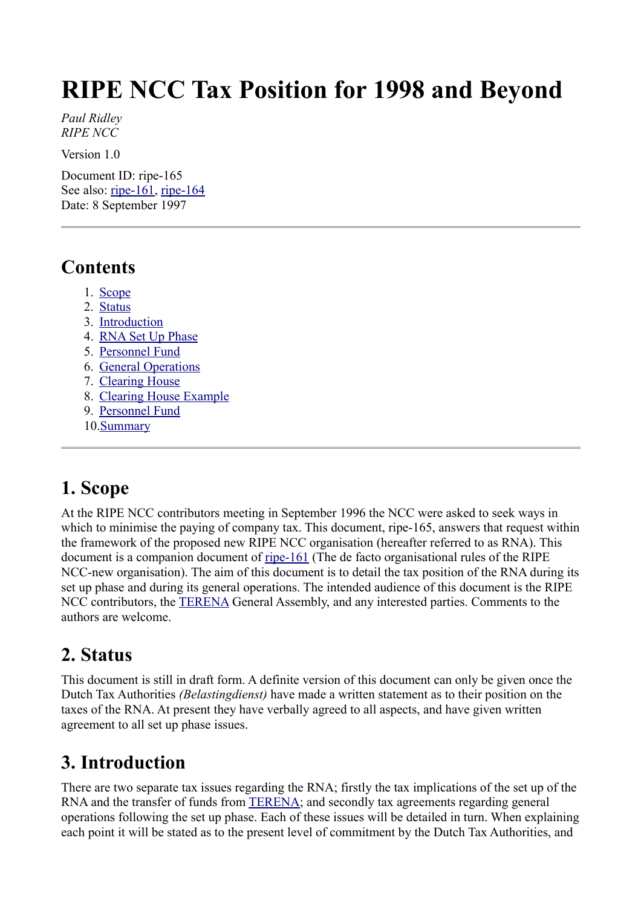# RIPE NCC Tax Position for 1998 and Beyond

*Paul Ridley*
*RIPE NCC*

Version 1.0

Document ID: ripe-165
See also: ripe-161, ripe-164
Date: 8 September 1997

---

## Contents

1. Scope
2. Status
3. Introduction
4. RNA Set Up Phase
5. Personnel Fund
6. General Operations
7. Clearing House
8. Clearing House Example
9. Personnel Fund
10. Summary

---

## 1. Scope

At the RIPE NCC contributors meeting in September 1996 the NCC were asked to seek ways in which to minimise the paying of company tax. This document, ripe-165, answers that request within the framework of the proposed new RIPE NCC organisation (hereafter referred to as RNA). This document is a companion document of ripe-161 (The de facto organisational rules of the RIPE NCC-new organisation). The aim of this document is to detail the tax position of the RNA during its set up phase and during its general operations. The intended audience of this document is the RIPE NCC contributors, the TERENA General Assembly, and any interested parties. Comments to the authors are welcome.

## 2. Status

This document is still in draft form. A definite version of this document can only be given once the Dutch Tax Authorities *(Belastingdienst)* have made a written statement as to their position on the taxes of the RNA. At present they have verbally agreed to all aspects, and have given written agreement to all set up phase issues.

## 3. Introduction

There are two separate tax issues regarding the RNA; firstly the tax implications of the set up of the RNA and the transfer of funds from TERENA; and secondly tax agreements regarding general operations following the set up phase. Each of these issues will be detailed in turn. When explaining each point it will be stated as to the present level of commitment by the Dutch Tax Authorities, and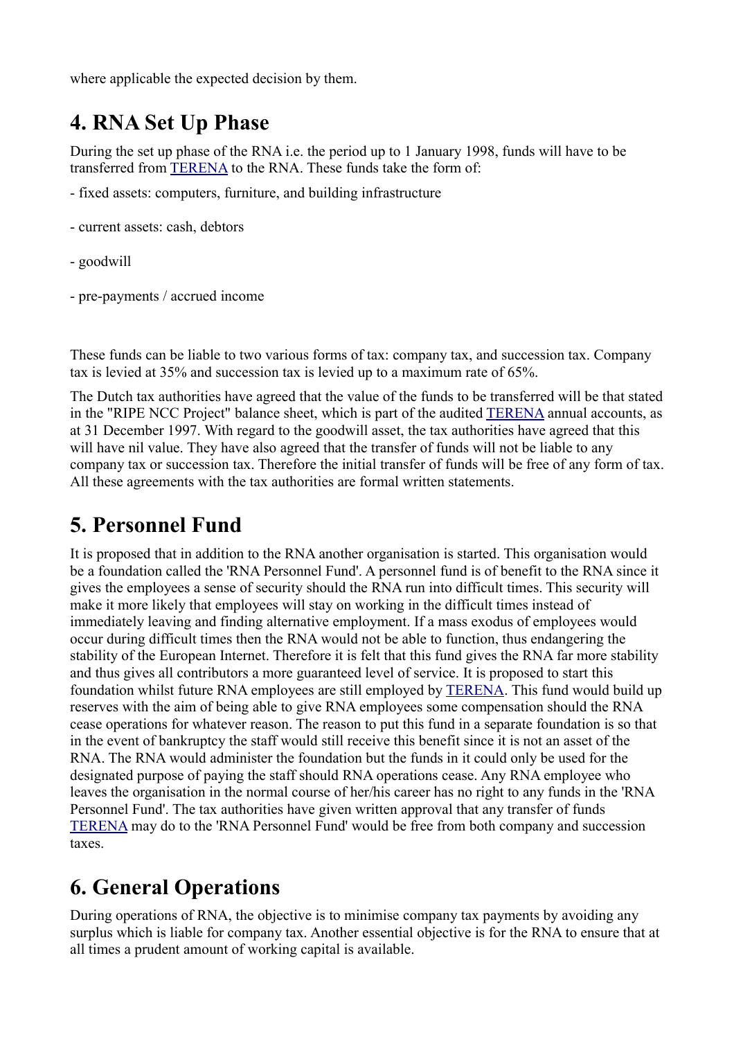where applicable the expected decision by them.

## 4. RNA Set Up Phase

During the set up phase of the RNA i.e. the period up to 1 January 1998, funds will have to be transferred from TERENA to the RNA. These funds take the form of:

- fixed assets: computers, furniture, and building infrastructure

- current assets: cash, debtors

- goodwill

- pre-payments / accrued income

These funds can be liable to two various forms of tax: company tax, and succession tax. Company tax is levied at 35% and succession tax is levied up to a maximum rate of 65%.

The Dutch tax authorities have agreed that the value of the funds to be transferred will be that stated in the "RIPE NCC Project" balance sheet, which is part of the audited TERENA annual accounts, as at 31 December 1997. With regard to the goodwill asset, the tax authorities have agreed that this will have nil value. They have also agreed that the transfer of funds will not be liable to any company tax or succession tax. Therefore the initial transfer of funds will be free of any form of tax. All these agreements with the tax authorities are formal written statements.

## 5. Personnel Fund

It is proposed that in addition to the RNA another organisation is started. This organisation would be a foundation called the 'RNA Personnel Fund'. A personnel fund is of benefit to the RNA since it gives the employees a sense of security should the RNA run into difficult times. This security will make it more likely that employees will stay on working in the difficult times instead of immediately leaving and finding alternative employment. If a mass exodus of employees would occur during difficult times then the RNA would not be able to function, thus endangering the stability of the European Internet. Therefore it is felt that this fund gives the RNA far more stability and thus gives all contributors a more guaranteed level of service. It is proposed to start this foundation whilst future RNA employees are still employed by TERENA. This fund would build up reserves with the aim of being able to give RNA employees some compensation should the RNA cease operations for whatever reason. The reason to put this fund in a separate foundation is so that in the event of bankruptcy the staff would still receive this benefit since it is not an asset of the RNA. The RNA would administer the foundation but the funds in it could only be used for the designated purpose of paying the staff should RNA operations cease. Any RNA employee who leaves the organisation in the normal course of her/his career has no right to any funds in the 'RNA Personnel Fund'. The tax authorities have given written approval that any transfer of funds TERENA may do to the 'RNA Personnel Fund' would be free from both company and succession taxes.

## 6. General Operations

During operations of RNA, the objective is to minimise company tax payments by avoiding any surplus which is liable for company tax. Another essential objective is for the RNA to ensure that at all times a prudent amount of working capital is available.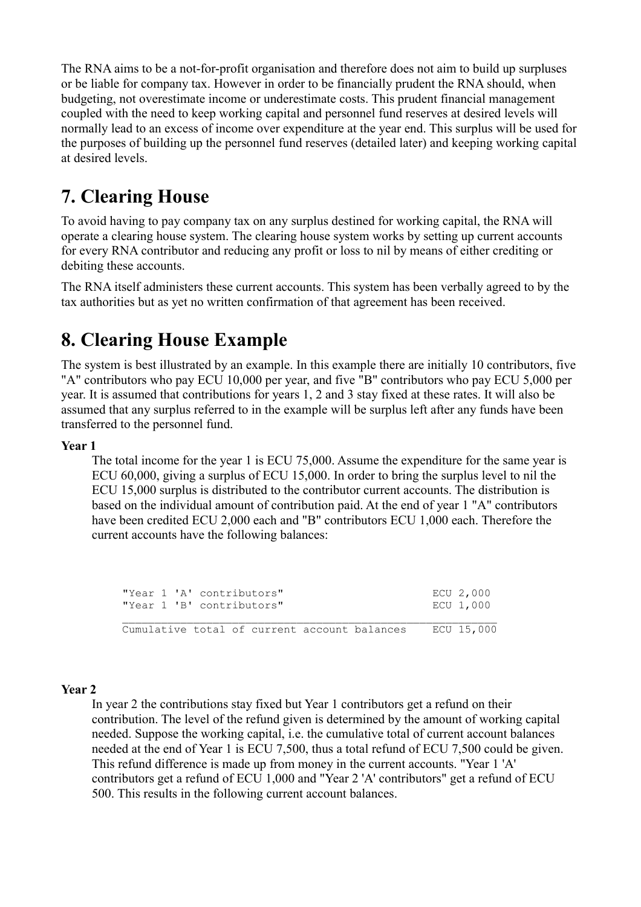The RNA aims to be a not-for-profit organisation and therefore does not aim to build up surpluses or be liable for company tax. However in order to be financially prudent the RNA should, when budgeting, not overestimate income or underestimate costs. This prudent financial management coupled with the need to keep working capital and personnel fund reserves at desired levels will normally lead to an excess of income over expenditure at the year end. This surplus will be used for the purposes of building up the personnel fund reserves (detailed later) and keeping working capital at desired levels.

## 7. Clearing House

To avoid having to pay company tax on any surplus destined for working capital, the RNA will operate a clearing house system. The clearing house system works by setting up current accounts for every RNA contributor and reducing any profit or loss to nil by means of either crediting or debiting these accounts.

The RNA itself administers these current accounts. This system has been verbally agreed to by the tax authorities but as yet no written confirmation of that agreement has been received.

## 8. Clearing House Example

The system is best illustrated by an example. In this example there are initially 10 contributors, five "A" contributors who pay ECU 10,000 per year, and five "B" contributors who pay ECU 5,000 per year. It is assumed that contributions for years 1, 2 and 3 stay fixed at these rates. It will also be assumed that any surplus referred to in the example will be surplus left after any funds have been transferred to the personnel fund.

**Year 1**

The total income for the year 1 is ECU 75,000. Assume the expenditure for the same year is ECU 60,000, giving a surplus of ECU 15,000. In order to bring the surplus level to nil the ECU 15,000 surplus is distributed to the contributor current accounts. The distribution is based on the individual amount of contribution paid. At the end of year 1 "A" contributors have been credited ECU 2,000 each and "B" contributors ECU 1,000 each. Therefore the current accounts have the following balances:

```
"Year 1 'A' contributors"                        ECU 2,000
"Year 1 'B' contributors"                        ECU 1,000
__________________________________________________________
Cumulative total of current account balances    ECU 15,000
```

**Year 2**

In year 2 the contributions stay fixed but Year 1 contributors get a refund on their contribution. The level of the refund given is determined by the amount of working capital needed. Suppose the working capital, i.e. the cumulative total of current account balances needed at the end of Year 1 is ECU 7,500, thus a total refund of ECU 7,500 could be given. This refund difference is made up from money in the current accounts. "Year 1 'A' contributors get a refund of ECU 1,000 and "Year 2 'A' contributors" get a refund of ECU 500. This results in the following current account balances.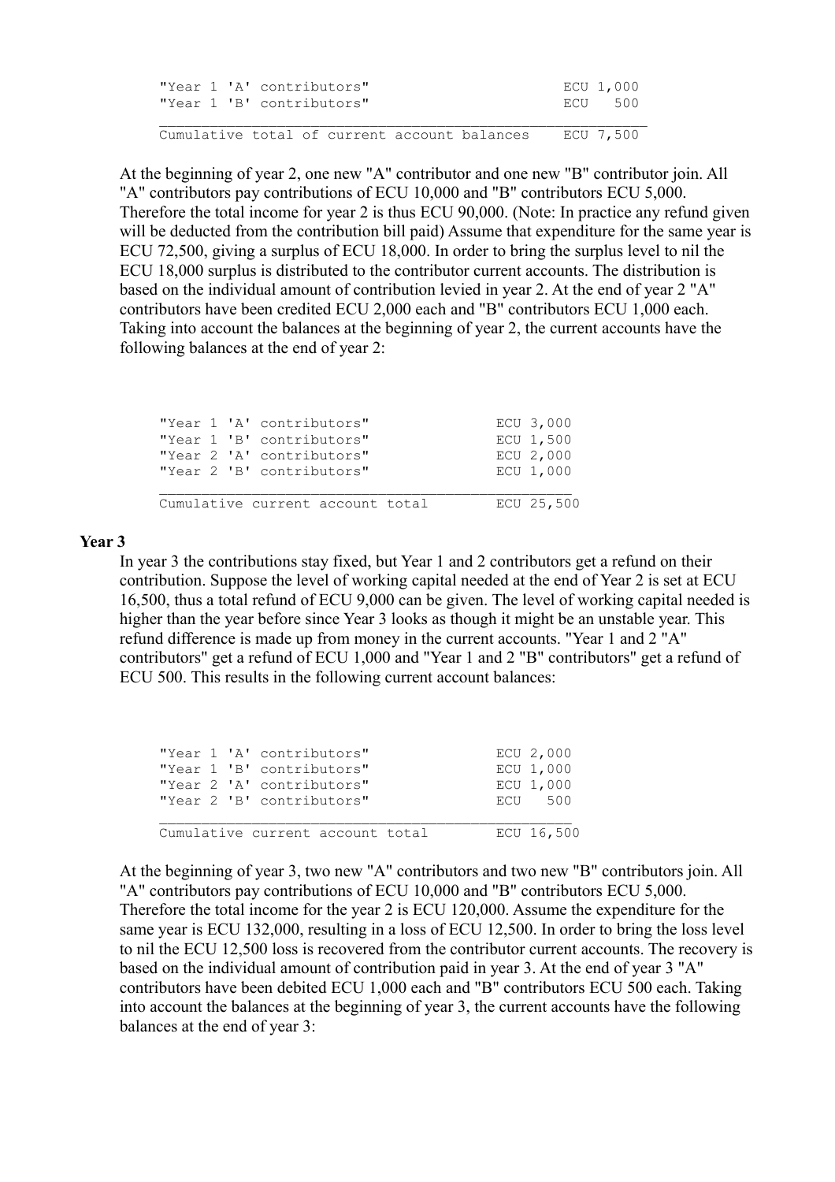```
"Year 1 'A' contributors"                    ECU 1,000
"Year 1 'B' contributors"                    ECU   500
_____________________________________________________
Cumulative total of current account balances  ECU 7,500
```

At the beginning of year 2, one new "A" contributor and one new "B" contributor join. All "A" contributors pay contributions of ECU 10,000 and "B" contributors ECU 5,000. Therefore the total income for year 2 is thus ECU 90,000. (Note: In practice any refund given will be deducted from the contribution bill paid) Assume that expenditure for the same year is ECU 72,500, giving a surplus of ECU 18,000. In order to bring the surplus level to nil the ECU 18,000 surplus is distributed to the contributor current accounts. The distribution is based on the individual amount of contribution levied in year 2. At the end of year 2 "A" contributors have been credited ECU 2,000 each and "B" contributors ECU 1,000 each. Taking into account the balances at the beginning of year 2, the current accounts have the following balances at the end of year 2:

```
"Year 1 'A' contributors"            ECU 3,000
"Year 1 'B' contributors"            ECU 1,500
"Year 2 'A' contributors"            ECU 2,000
"Year 2 'B' contributors"            ECU 1,000
_____________________________________________
Cumulative current account total     ECU 25,500
```

**Year 3**

In year 3 the contributions stay fixed, but Year 1 and 2 contributors get a refund on their contribution. Suppose the level of working capital needed at the end of Year 2 is set at ECU 16,500, thus a total refund of ECU 9,000 can be given. The level of working capital needed is higher than the year before since Year 3 looks as though it might be an unstable year. This refund difference is made up from money in the current accounts. "Year 1 and 2 "A" contributors" get a refund of ECU 1,000 and "Year 1 and 2 "B" contributors" get a refund of ECU 500. This results in the following current account balances:

```
"Year 1 'A' contributors"            ECU 2,000
"Year 1 'B' contributors"            ECU 1,000
"Year 2 'A' contributors"            ECU 1,000
"Year 2 'B' contributors"            ECU   500
_____________________________________________
Cumulative current account total     ECU 16,500
```

At the beginning of year 3, two new "A" contributors and two new "B" contributors join. All "A" contributors pay contributions of ECU 10,000 and "B" contributors ECU 5,000. Therefore the total income for the year 2 is ECU 120,000. Assume the expenditure for the same year is ECU 132,000, resulting in a loss of ECU 12,500. In order to bring the loss level to nil the ECU 12,500 loss is recovered from the contributor current accounts. The recovery is based on the individual amount of contribution paid in year 3. At the end of year 3 "A" contributors have been debited ECU 1,000 each and "B" contributors ECU 500 each. Taking into account the balances at the beginning of year 3, the current accounts have the following balances at the end of year 3: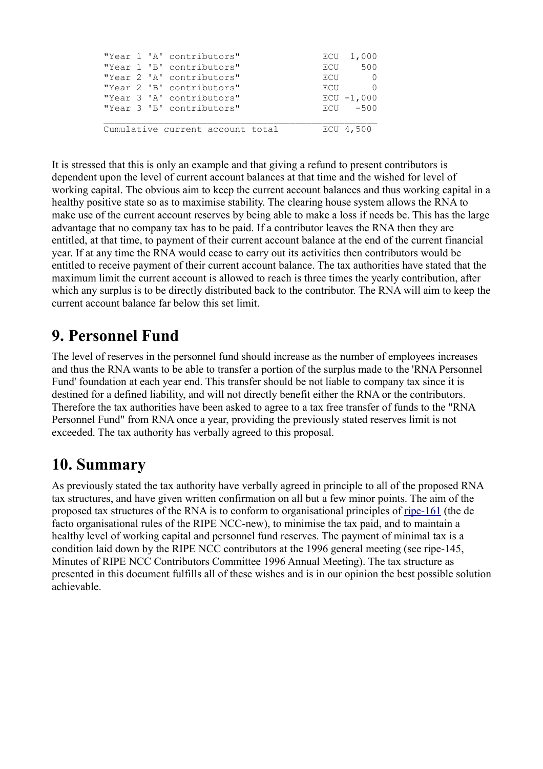```
"Year 1 'A' contributors"              ECU  1,000
"Year 1 'B' contributors"              ECU    500
"Year 2 'A' contributors"              ECU      0
"Year 2 'B' contributors"              ECU      0
"Year 3 'A' contributors"              ECU -1,000
"Year 3 'B' contributors"              ECU   -500
_______________________________________________________
Cumulative current account total       ECU 4,500
```

It is stressed that this is only an example and that giving a refund to present contributors is dependent upon the level of current account balances at that time and the wished for level of working capital. The obvious aim to keep the current account balances and thus working capital in a healthy positive state so as to maximise stability. The clearing house system allows the RNA to make use of the current account reserves by being able to make a loss if needs be. This has the large advantage that no company tax has to be paid. If a contributor leaves the RNA then they are entitled, at that time, to payment of their current account balance at the end of the current financial year. If at any time the RNA would cease to carry out its activities then contributors would be entitled to receive payment of their current account balance. The tax authorities have stated that the maximum limit the current account is allowed to reach is three times the yearly contribution, after which any surplus is to be directly distributed back to the contributor. The RNA will aim to keep the current account balance far below this set limit.

## 9. Personnel Fund

The level of reserves in the personnel fund should increase as the number of employees increases and thus the RNA wants to be able to transfer a portion of the surplus made to the 'RNA Personnel Fund' foundation at each year end. This transfer should be not liable to company tax since it is destined for a defined liability, and will not directly benefit either the RNA or the contributors. Therefore the tax authorities have been asked to agree to a tax free transfer of funds to the "RNA Personnel Fund" from RNA once a year, providing the previously stated reserves limit is not exceeded. The tax authority has verbally agreed to this proposal.

## 10. Summary

As previously stated the tax authority have verbally agreed in principle to all of the proposed RNA tax structures, and have given written confirmation on all but a few minor points. The aim of the proposed tax structures of the RNA is to conform to organisational principles of ripe-161 (the de facto organisational rules of the RIPE NCC-new), to minimise the tax paid, and to maintain a healthy level of working capital and personnel fund reserves. The payment of minimal tax is a condition laid down by the RIPE NCC contributors at the 1996 general meeting (see ripe-145, Minutes of RIPE NCC Contributors Committee 1996 Annual Meeting). The tax structure as presented in this document fulfills all of these wishes and is in our opinion the best possible solution achievable.